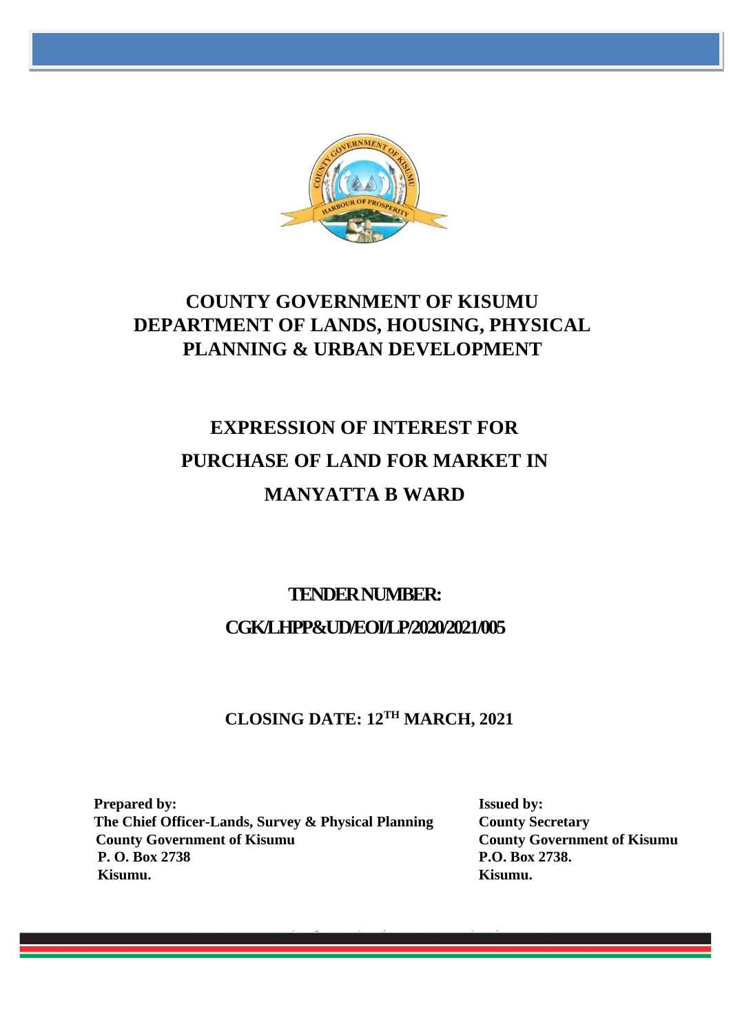# COUNTY GOVERNMENT OF KISUMU
# DEPARTMENT OF LANDS, HOUSING, PHYSICAL PLANNING & URBAN DEVELOPMENT

## EXPRESSION OF INTEREST FOR PURCHASE OF LAND FOR MARKET IN MANYATTA B WARD

**TENDER NUMBER:**

**CGK/LHPP&UD/EOI/LP/2020/2021/005**

**CLOSING DATE: 12TH MARCH, 2021**

**Prepared by:**
**The Chief Officer-Lands, Survey & Physical Planning**
**County Government of Kisumu**
**P. O. Box 2738**
**Kisumu.**

**Issued by:**
**County Secretary**
**County Government of Kisumu**
**P.O. Box 2738.**
**Kisumu.**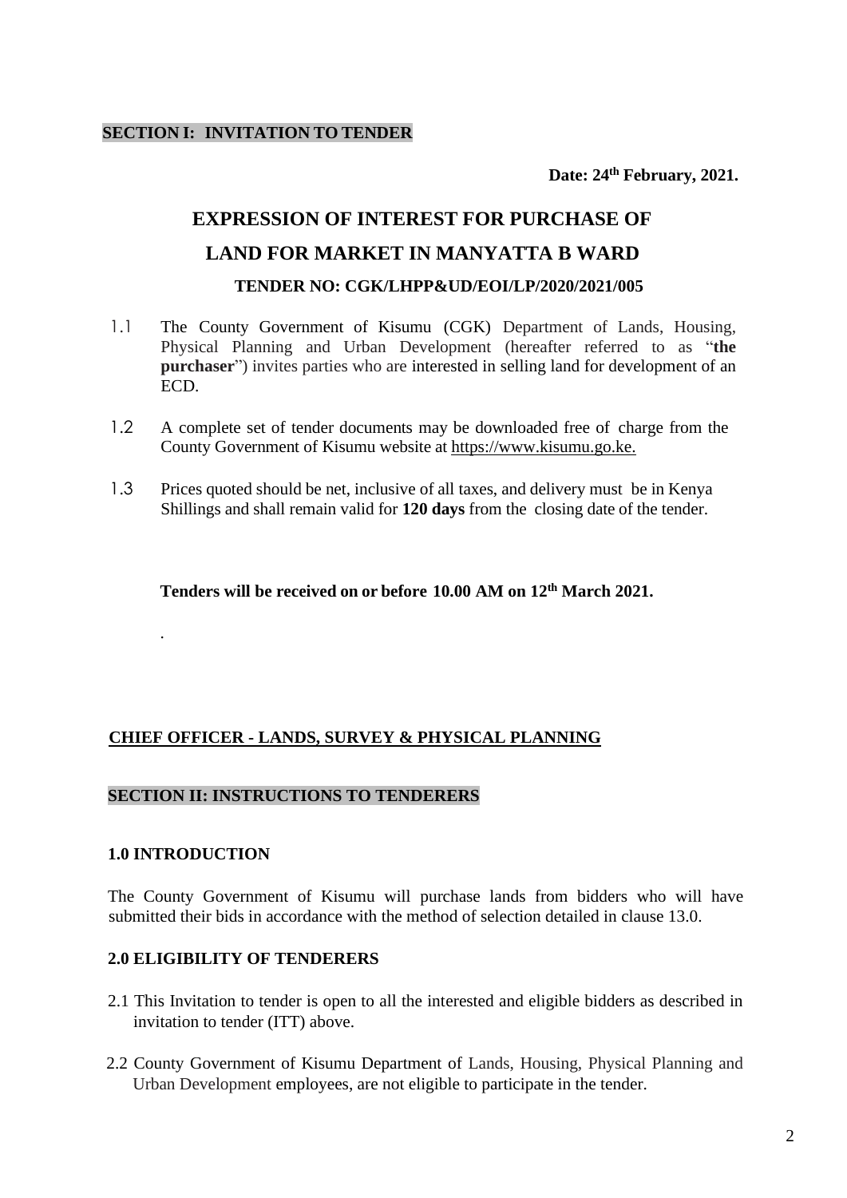## SECTION I: INVITATION TO TENDER

**Date: 24th February, 2021.**

# EXPRESSION OF INTEREST FOR PURCHASE OF LAND FOR MARKET IN MANYATTA B WARD

### TENDER NO: CGK/LHPP&UD/EOI/LP/2020/2021/005

1.1 The County Government of Kisumu (CGK) Department of Lands, Housing, Physical Planning and Urban Development (hereafter referred to as "**the purchaser**") invites parties who are interested in selling land for development of an ECD.

1.2 A complete set of tender documents may be downloaded free of charge from the County Government of Kisumu website at https://www.kisumu.go.ke.

1.3 Prices quoted should be net, inclusive of all taxes, and delivery must be in Kenya Shillings and shall remain valid for **120 days** from the closing date of the tender.

**Tenders will be received on or before 10.00 AM on 12th March 2021.**

.

**CHIEF OFFICER - LANDS, SURVEY & PHYSICAL PLANNING**

## SECTION II: INSTRUCTIONS TO TENDERERS

### 1.0 INTRODUCTION

The County Government of Kisumu will purchase lands from bidders who will have submitted their bids in accordance with the method of selection detailed in clause 13.0.

### 2.0 ELIGIBILITY OF TENDERERS

2.1 This Invitation to tender is open to all the interested and eligible bidders as described in invitation to tender (ITT) above.

2.2 County Government of Kisumu Department of Lands, Housing, Physical Planning and Urban Development employees, are not eligible to participate in the tender.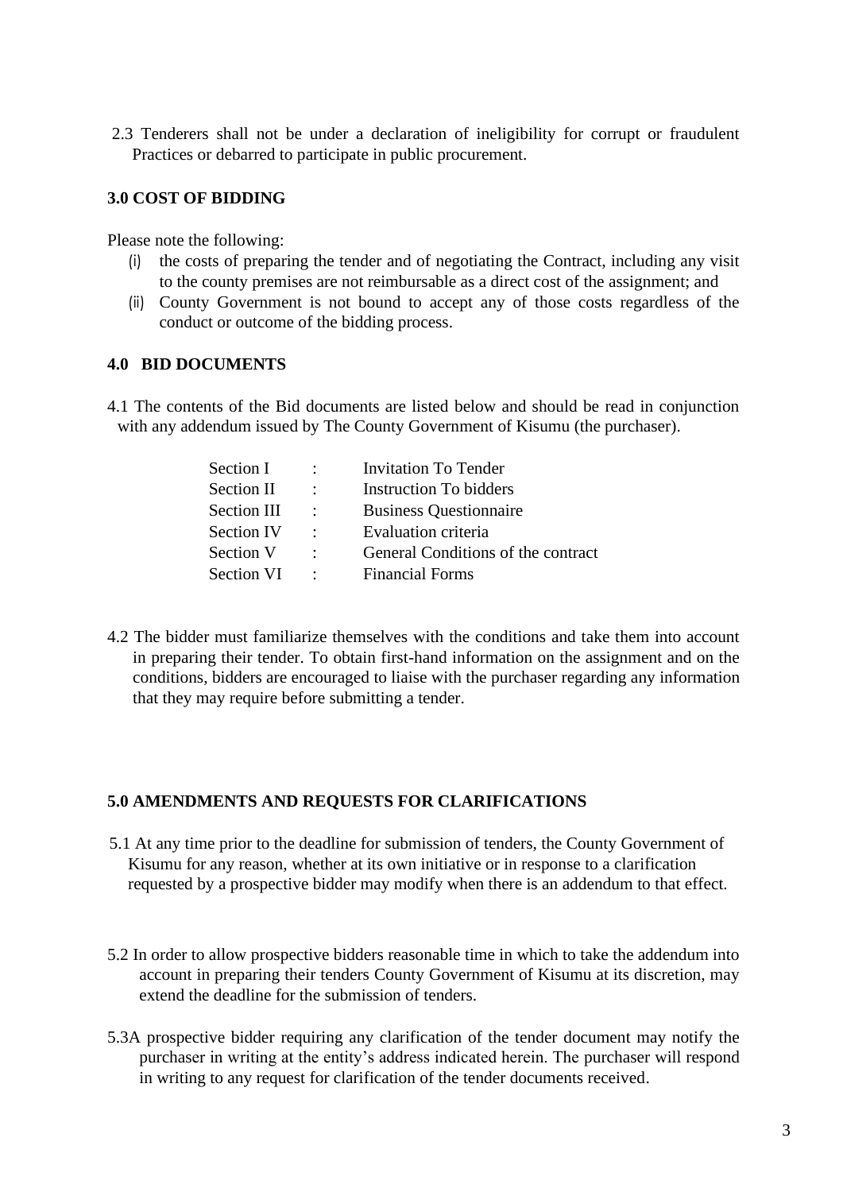2.3 Tenderers shall not be under a declaration of ineligibility for corrupt or fraudulent Practices or debarred to participate in public procurement.

### 3.0 COST OF BIDDING

Please note the following:

(i) the costs of preparing the tender and of negotiating the Contract, including any visit to the county premises are not reimbursable as a direct cost of the assignment; and

(ii) County Government is not bound to accept any of those costs regardless of the conduct or outcome of the bidding process.

### 4.0 BID DOCUMENTS

4.1 The contents of the Bid documents are listed below and should be read in conjunction with any addendum issued by The County Government of Kisumu (the purchaser).

| | | |
|---|---|---|
| Section I | : | Invitation To Tender |
| Section II | : | Instruction To bidders |
| Section III | : | Business Questionnaire |
| Section IV | : | Evaluation criteria |
| Section V | : | General Conditions of the contract |
| Section VI | : | Financial Forms |

4.2 The bidder must familiarize themselves with the conditions and take them into account in preparing their tender. To obtain first-hand information on the assignment and on the conditions, bidders are encouraged to liaise with the purchaser regarding any information that they may require before submitting a tender.

### 5.0 AMENDMENTS AND REQUESTS FOR CLARIFICATIONS

5.1 At any time prior to the deadline for submission of tenders, the County Government of Kisumu for any reason, whether at its own initiative or in response to a clarification requested by a prospective bidder may modify when there is an addendum to that effect.

5.2 In order to allow prospective bidders reasonable time in which to take the addendum into account in preparing their tenders County Government of Kisumu at its discretion, may extend the deadline for the submission of tenders.

5.3A prospective bidder requiring any clarification of the tender document may notify the purchaser in writing at the entity's address indicated herein. The purchaser will respond in writing to any request for clarification of the tender documents received.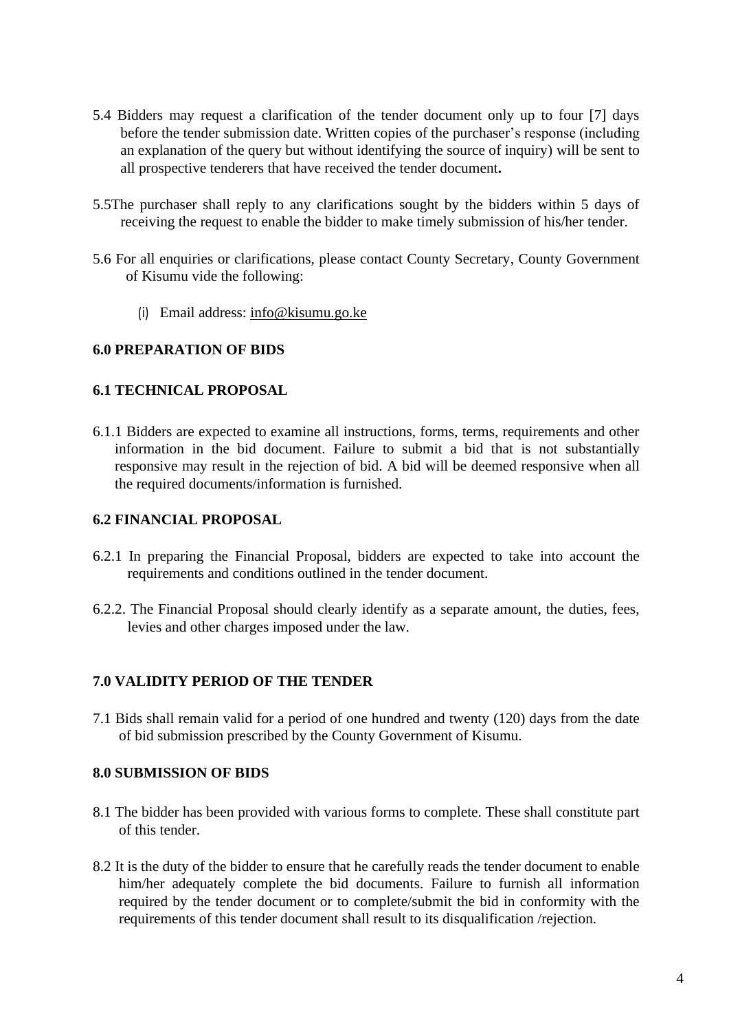5.4 Bidders may request a clarification of the tender document only up to four [7] days before the tender submission date. Written copies of the purchaser's response (including an explanation of the query but without identifying the source of inquiry) will be sent to all prospective tenderers that have received the tender document**.**

5.5The purchaser shall reply to any clarifications sought by the bidders within 5 days of receiving the request to enable the bidder to make timely submission of his/her tender.

5.6 For all enquiries or clarifications, please contact County Secretary, County Government of Kisumu vide the following:

(i) Email address: info@kisumu.go.ke

**6.0 PREPARATION OF BIDS**

**6.1 TECHNICAL PROPOSAL**

6.1.1 Bidders are expected to examine all instructions, forms, terms, requirements and other information in the bid document. Failure to submit a bid that is not substantially responsive may result in the rejection of bid. A bid will be deemed responsive when all the required documents/information is furnished.

**6.2 FINANCIAL PROPOSAL**

6.2.1 In preparing the Financial Proposal, bidders are expected to take into account the requirements and conditions outlined in the tender document.

6.2.2. The Financial Proposal should clearly identify as a separate amount, the duties, fees, levies and other charges imposed under the law.

**7.0 VALIDITY PERIOD OF THE TENDER**

7.1 Bids shall remain valid for a period of one hundred and twenty (120) days from the date of bid submission prescribed by the County Government of Kisumu.

**8.0 SUBMISSION OF BIDS**

8.1 The bidder has been provided with various forms to complete. These shall constitute part of this tender.

8.2 It is the duty of the bidder to ensure that he carefully reads the tender document to enable him/her adequately complete the bid documents. Failure to furnish all information required by the tender document or to complete/submit the bid in conformity with the requirements of this tender document shall result to its disqualification /rejection.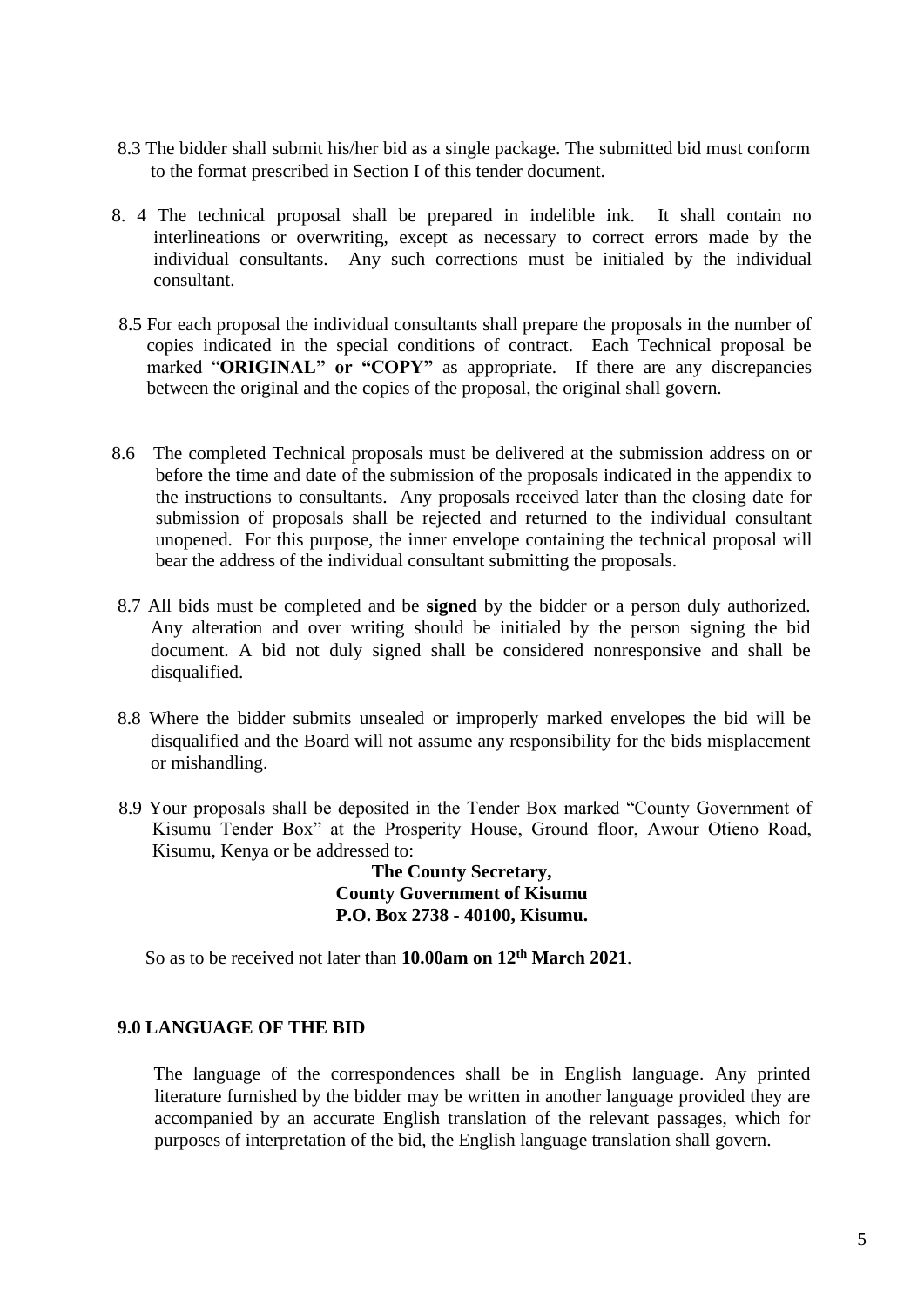8.3 The bidder shall submit his/her bid as a single package. The submitted bid must conform to the format prescribed in Section I of this tender document.

8. 4 The technical proposal shall be prepared in indelible ink. It shall contain no interlineations or overwriting, except as necessary to correct errors made by the individual consultants. Any such corrections must be initialed by the individual consultant.

8.5 For each proposal the individual consultants shall prepare the proposals in the number of copies indicated in the special conditions of contract. Each Technical proposal be marked "**ORIGINAL" or "COPY"** as appropriate. If there are any discrepancies between the original and the copies of the proposal, the original shall govern.

8.6 The completed Technical proposals must be delivered at the submission address on or before the time and date of the submission of the proposals indicated in the appendix to the instructions to consultants. Any proposals received later than the closing date for submission of proposals shall be rejected and returned to the individual consultant unopened. For this purpose, the inner envelope containing the technical proposal will bear the address of the individual consultant submitting the proposals.

8.7 All bids must be completed and be **signed** by the bidder or a person duly authorized. Any alteration and over writing should be initialed by the person signing the bid document. A bid not duly signed shall be considered nonresponsive and shall be disqualified.

8.8 Where the bidder submits unsealed or improperly marked envelopes the bid will be disqualified and the Board will not assume any responsibility for the bids misplacement or mishandling.

8.9 Your proposals shall be deposited in the Tender Box marked "County Government of Kisumu Tender Box" at the Prosperity House, Ground floor, Awour Otieno Road, Kisumu, Kenya or be addressed to:

**The County Secretary,**
**County Government of Kisumu**
**P.O. Box 2738 - 40100, Kisumu.**

So as to be received not later than **10.00am on 12th March 2021**.

**9.0 LANGUAGE OF THE BID**

The language of the correspondences shall be in English language. Any printed literature furnished by the bidder may be written in another language provided they are accompanied by an accurate English translation of the relevant passages, which for purposes of interpretation of the bid, the English language translation shall govern.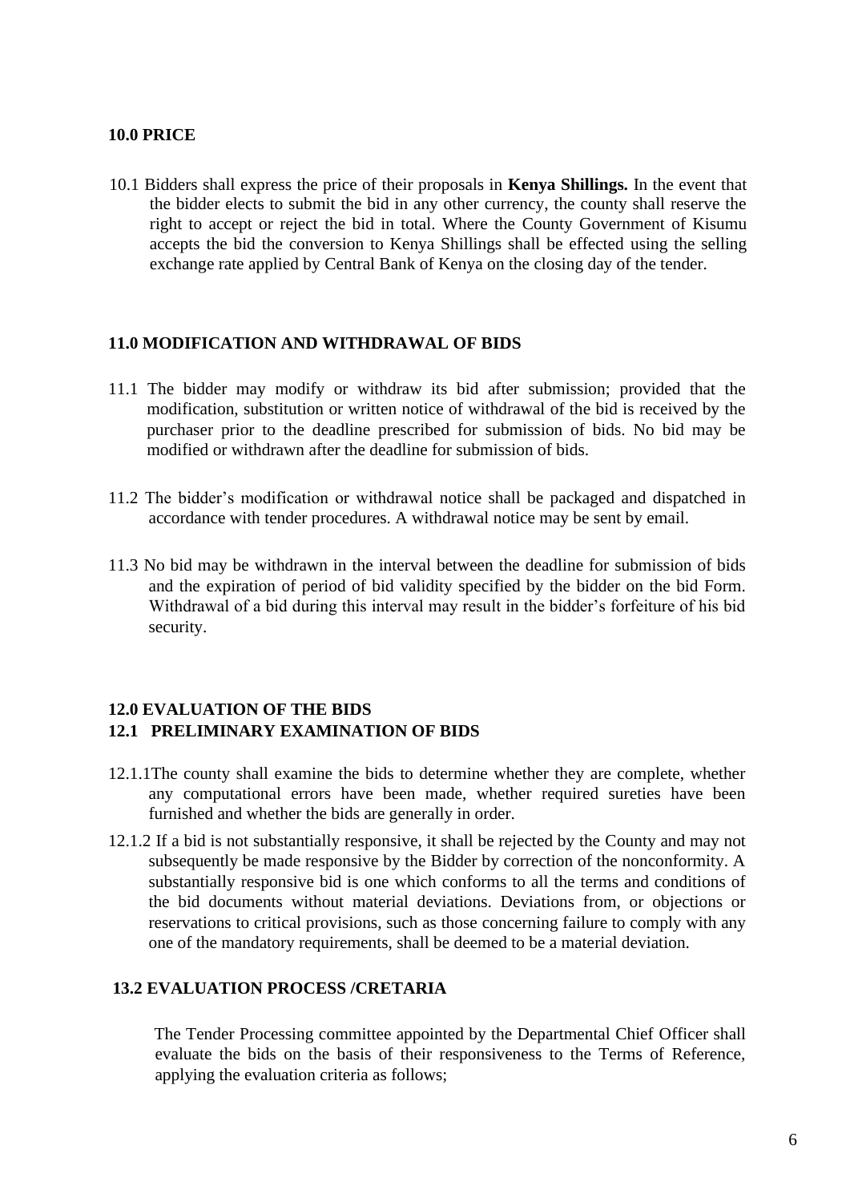**10.0 PRICE**

10.1 Bidders shall express the price of their proposals in **Kenya Shillings.** In the event that the bidder elects to submit the bid in any other currency, the county shall reserve the right to accept or reject the bid in total. Where the County Government of Kisumu accepts the bid the conversion to Kenya Shillings shall be effected using the selling exchange rate applied by Central Bank of Kenya on the closing day of the tender.

**11.0 MODIFICATION AND WITHDRAWAL OF BIDS**

11.1 The bidder may modify or withdraw its bid after submission; provided that the modification, substitution or written notice of withdrawal of the bid is received by the purchaser prior to the deadline prescribed for submission of bids. No bid may be modified or withdrawn after the deadline for submission of bids.

11.2 The bidder's modification or withdrawal notice shall be packaged and dispatched in accordance with tender procedures. A withdrawal notice may be sent by email.

11.3 No bid may be withdrawn in the interval between the deadline for submission of bids and the expiration of period of bid validity specified by the bidder on the bid Form. Withdrawal of a bid during this interval may result in the bidder's forfeiture of his bid security.

**12.0 EVALUATION OF THE BIDS**
**12.1 PRELIMINARY EXAMINATION OF BIDS**

12.1.1The county shall examine the bids to determine whether they are complete, whether any computational errors have been made, whether required sureties have been furnished and whether the bids are generally in order.

12.1.2 If a bid is not substantially responsive, it shall be rejected by the County and may not subsequently be made responsive by the Bidder by correction of the nonconformity. A substantially responsive bid is one which conforms to all the terms and conditions of the bid documents without material deviations. Deviations from, or objections or reservations to critical provisions, such as those concerning failure to comply with any one of the mandatory requirements, shall be deemed to be a material deviation.

**13.2 EVALUATION PROCESS /CRETARIA**

The Tender Processing committee appointed by the Departmental Chief Officer shall evaluate the bids on the basis of their responsiveness to the Terms of Reference, applying the evaluation criteria as follows;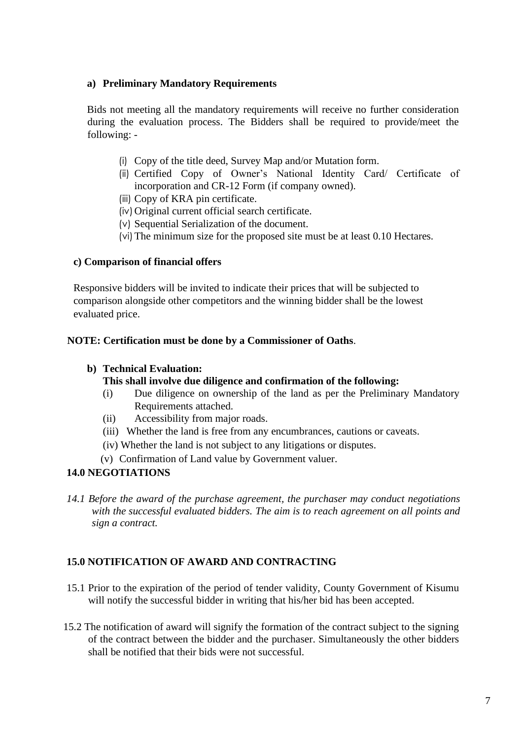**a) Preliminary Mandatory Requirements**

Bids not meeting all the mandatory requirements will receive no further consideration during the evaluation process. The Bidders shall be required to provide/meet the following: -

(i) Copy of the title deed, Survey Map and/or Mutation form.
(ii) Certified Copy of Owner's National Identity Card/ Certificate of incorporation and CR-12 Form (if company owned).
(iii) Copy of KRA pin certificate.
(iv) Original current official search certificate.
(v) Sequential Serialization of the document.
(vi) The minimum size for the proposed site must be at least 0.10 Hectares.

**c) Comparison of financial offers**

Responsive bidders will be invited to indicate their prices that will be subjected to comparison alongside other competitors and the winning bidder shall be the lowest evaluated price.

**NOTE: Certification must be done by a Commissioner of Oaths**.

**b) Technical Evaluation:**
**This shall involve due diligence and confirmation of the following:**

(i) Due diligence on ownership of the land as per the Preliminary Mandatory Requirements attached.
(ii) Accessibility from major roads.
(iii) Whether the land is free from any encumbrances, cautions or caveats.
(iv) Whether the land is not subject to any litigations or disputes.
(v) Confirmation of Land value by Government valuer.

**14.0 NEGOTIATIONS**

*14.1 Before the award of the purchase agreement, the purchaser may conduct negotiations with the successful evaluated bidders. The aim is to reach agreement on all points and sign a contract.*

**15.0 NOTIFICATION OF AWARD AND CONTRACTING**

15.1 Prior to the expiration of the period of tender validity, County Government of Kisumu will notify the successful bidder in writing that his/her bid has been accepted.

15.2 The notification of award will signify the formation of the contract subject to the signing of the contract between the bidder and the purchaser. Simultaneously the other bidders shall be notified that their bids were not successful.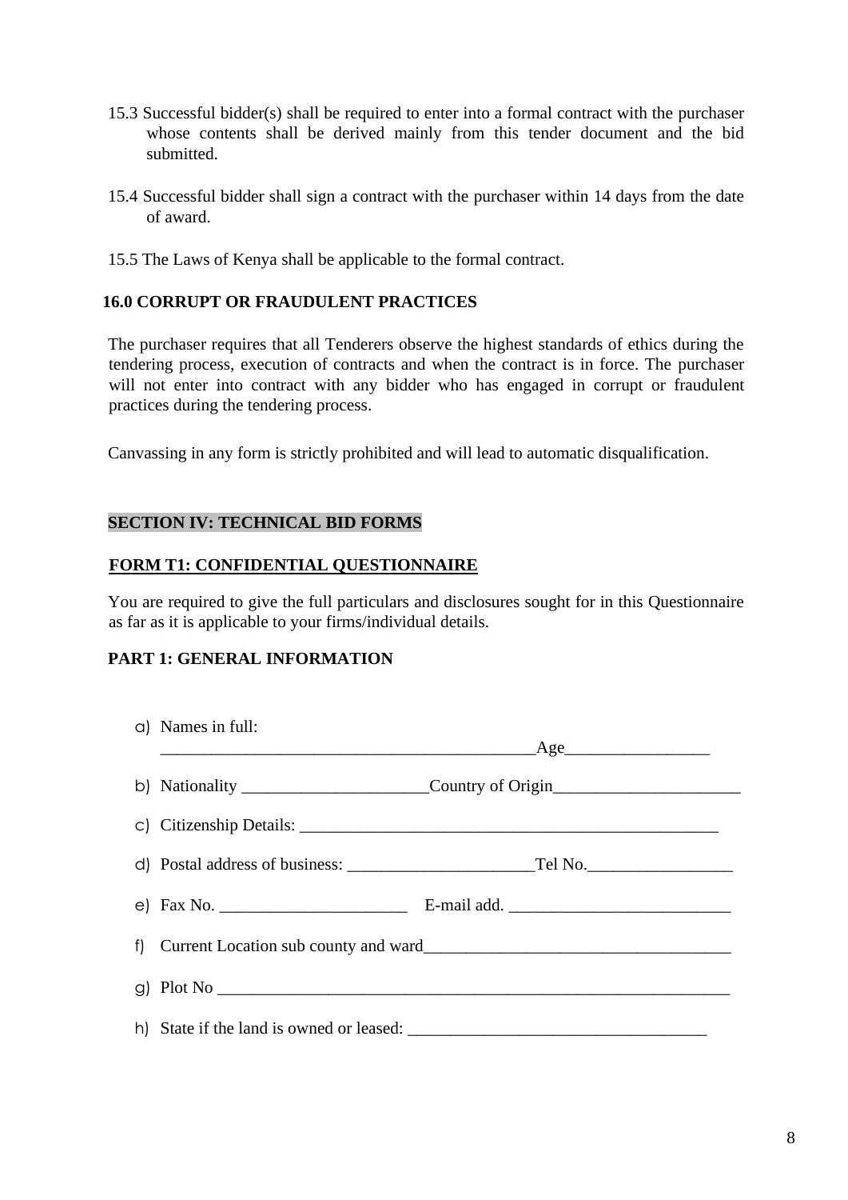15.3 Successful bidder(s) shall be required to enter into a formal contract with the purchaser whose contents shall be derived mainly from this tender document and the bid submitted.

15.4 Successful bidder shall sign a contract with the purchaser within 14 days from the date of award.

15.5 The Laws of Kenya shall be applicable to the formal contract.

**16.0 CORRUPT OR FRAUDULENT PRACTICES**

The purchaser requires that all Tenderers observe the highest standards of ethics during the tendering process, execution of contracts and when the contract is in force. The purchaser will not enter into contract with any bidder who has engaged in corrupt or fraudulent practices during the tendering process.

Canvassing in any form is strictly prohibited and will lead to automatic disqualification.

## SECTION IV: TECHNICAL BID FORMS

### FORM T1: CONFIDENTIAL QUESTIONNAIRE

You are required to give the full particulars and disclosures sought for in this Questionnaire as far as it is applicable to your firms/individual details.

**PART 1: GENERAL INFORMATION**

a) Names in full: _____________________________________________Age_________________

b) Nationality ______________________Country of Origin______________________

c) Citizenship Details: __________________________________________________

d) Postal address of business: ______________________Tel No._________________

e) Fax No. ______________________ E-mail add. __________________________

f) Current Location sub county and ward____________________________________

g) Plot No _______________________________________________________________

h) State if the land is owned or leased: ___________________________________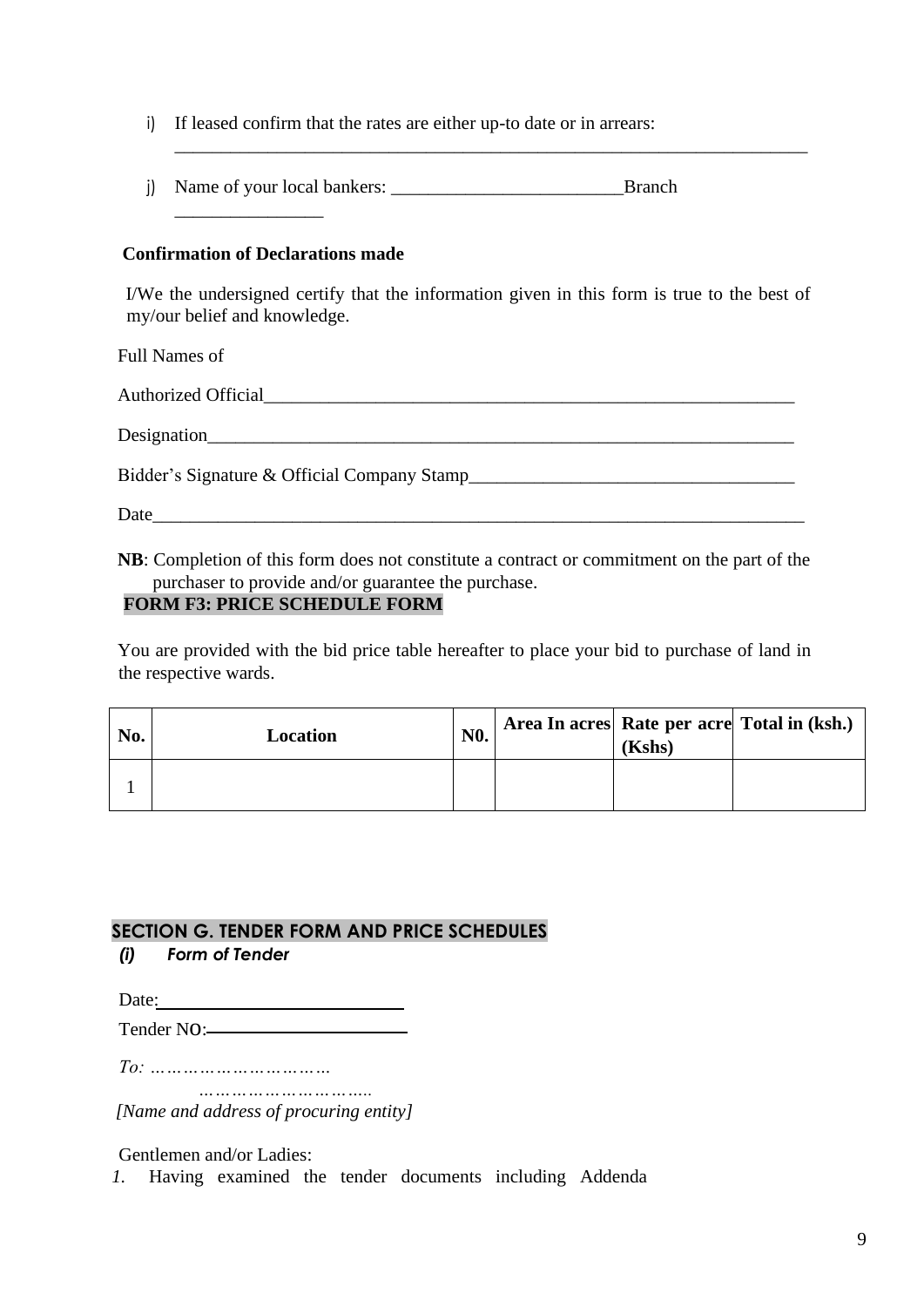i) If leased confirm that the rates are either up-to date or in arrears: ________________________________________________________________________

j) Name of your local bankers: _________________________Branch ________________

**Confirmation of Declarations made**

I/We the undersigned certify that the information given in this form is true to the best of my/our belief and knowledge.

Full Names of

Authorized Official____________________________________________________________

Designation_________________________________________________________________

Bidder's Signature & Official Company Stamp___________________________________

Date_______________________________________________________________________

**NB**: Completion of this form does not constitute a contract or commitment on the part of the purchaser to provide and/or guarantee the purchase.

**FORM F3: PRICE SCHEDULE FORM**

You are provided with the bid price table hereafter to place your bid to purchase of land in the respective wards.

| No. | Location | N0. | Area In acres | Rate per acre (Kshs) | Total in (ksh.) |
|---|---|---|---|---|---|
| 1 | | | | | |

## SECTION G. TENDER FORM AND PRICE SCHEDULES

***(i) Form of Tender***

Date:___________________________

Tender NO:______________________

*To: ……………………………*
*……………………………..*
*[Name and address of procuring entity]*

Gentlemen and/or Ladies:

*1.* Having examined the tender documents including Addenda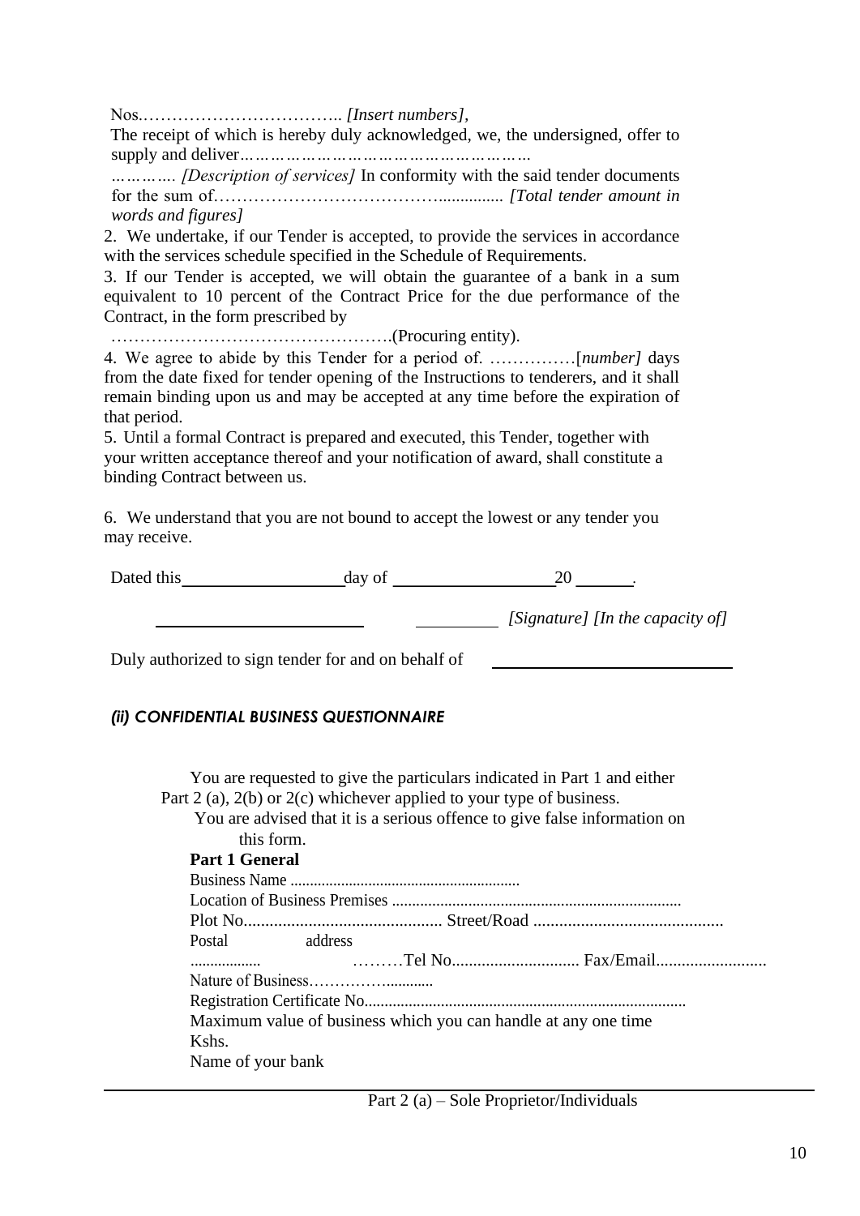Nos.…………………………….. *[Insert numbers],*
The receipt of which is hereby duly acknowledged, we, the undersigned, offer to supply and deliver*………………………………………………*
*…………. [Description of services]* In conformity with the said tender documents for the sum of………………………………….............. *[Total tender amount in words and figures]*

2. We undertake, if our Tender is accepted, to provide the services in accordance with the services schedule specified in the Schedule of Requirements.

3. If our Tender is accepted, we will obtain the guarantee of a bank in a sum equivalent to 10 percent of the Contract Price for the due performance of the Contract, in the form prescribed by
………………………………………….(Procuring entity).

4. We agree to abide by this Tender for a period of. ……………[*number]* days from the date fixed for tender opening of the Instructions to tenderers, and it shall remain binding upon us and may be accepted at any time before the expiration of that period.

5. Until a formal Contract is prepared and executed, this Tender, together with your written acceptance thereof and your notification of award, shall constitute a binding Contract between us.

6. We understand that you are not bound to accept the lowest or any tender you may receive.

Dated this__________________day of __________________20 _______.

________________________ __________ *[Signature] [In the capacity of]*

Duly authorized to sign tender for and on behalf of ____________________________

### *(ii) CONFIDENTIAL BUSINESS QUESTIONNAIRE*

You are requested to give the particulars indicated in Part 1 and either Part 2 (a), 2(b) or 2(c) whichever applied to your type of business.
You are advised that it is a serious offence to give false information on this form.

**Part 1 General**

Business Name ...........................................................
Location of Business Premises ........................................................................
Plot No.............................................. Street/Road ............................................
Postal address .................. ………Tel No.............................. Fax/Email..........................
Nature of Business……………............
Registration Certificate No...............................................................................
Maximum value of business which you can handle at any one time Kshs.
Name of your bank

Part 2 (a) – Sole Proprietor/Individuals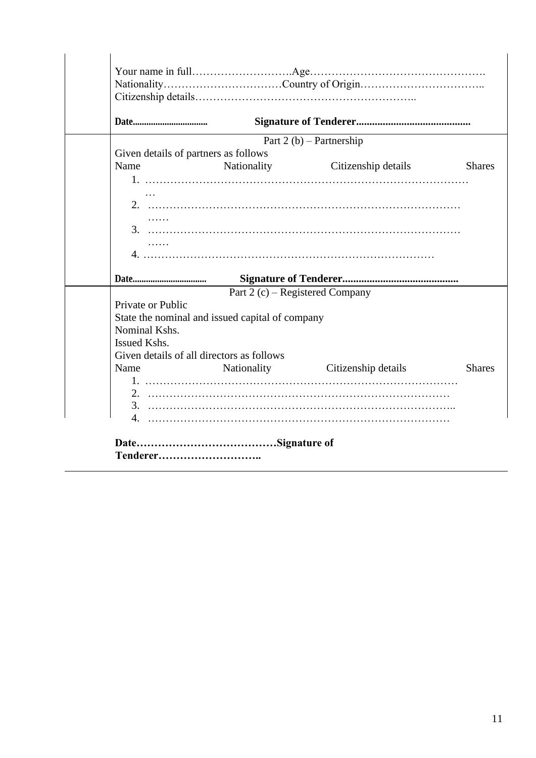Your name in full……………………….Age………………………………………….
Nationality……………………………Country of Origin……………………………..
Citizenship details……………………………………………………..

**Date................................** **Signature of Tenderer..........................................**

Part 2 (b) – Partnership

Given details of partners as follows

| Name | Nationality | Citizenship details | Shares |
|---|---|---|---|

1. ………………………………………………………………………………
2. ………………………………………………………………………………
3. ………………………………………………………………………………
4. ………………………………………………………………………

**Date................................** **Signature of Tenderer..........................................**

Part 2 (c) – Registered Company

Private or Public

State the nominal and issued capital of company

Nominal Kshs.

Issued Kshs.

Given details of all directors as follows

| Name | Nationality | Citizenship details | Shares |
|---|---|---|---|

1. …………………………………………………………………………
2. …………………………………………………………………………
3. …………………………………………………………………………..
4. …………………………………………………………………………

**Date…………………………………Signature of Tenderer………………………..**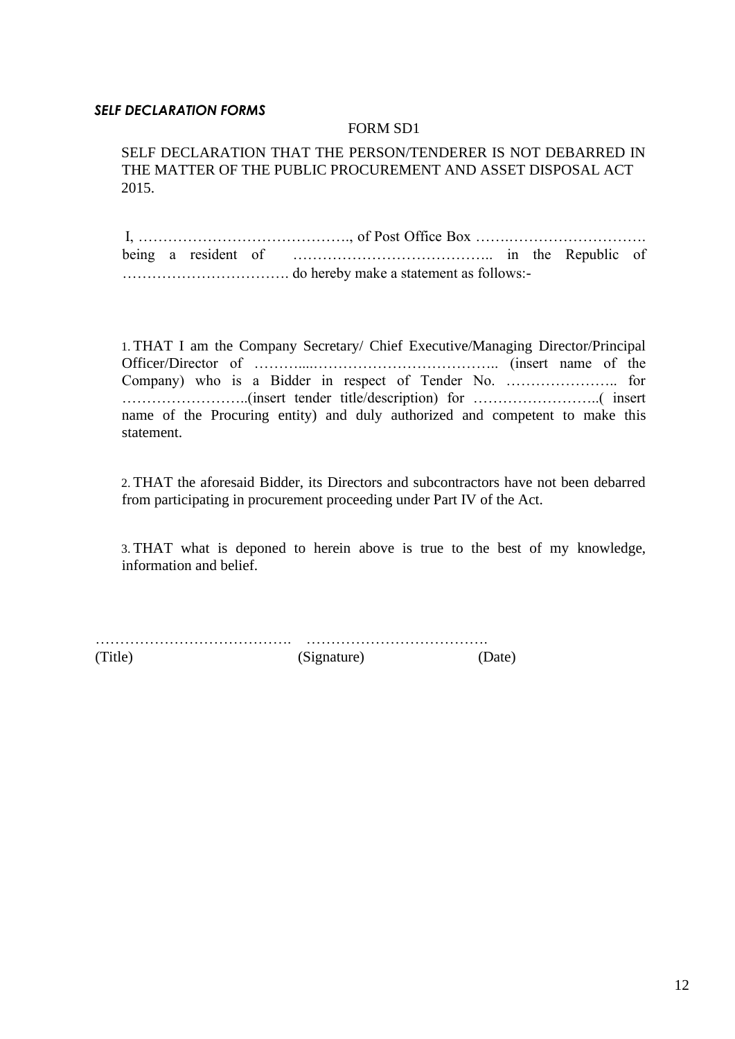***SELF DECLARATION FORMS***

FORM SD1

SELF DECLARATION THAT THE PERSON/TENDERER IS NOT DEBARRED IN THE MATTER OF THE PUBLIC PROCUREMENT AND ASSET DISPOSAL ACT 2015.

I, ……………………………………., of Post Office Box …….………………………. being a resident of ………………………………….. in the Republic of ……………………………. do hereby make a statement as follows:-

1. THAT I am the Company Secretary/ Chief Executive/Managing Director/Principal Officer/Director of ………....……………………………….. (insert name of the Company) who is a Bidder in respect of Tender No. ………………….. for ……………………..(insert tender title/description) for ……………………..( insert name of the Procuring entity) and duly authorized and competent to make this statement.

2. THAT the aforesaid Bidder, its Directors and subcontractors have not been debarred from participating in procurement proceeding under Part IV of the Act.

3. THAT what is deponed to herein above is true to the best of my knowledge, information and belief.

…………………………………. ……………………………….

(Title) (Signature) (Date)